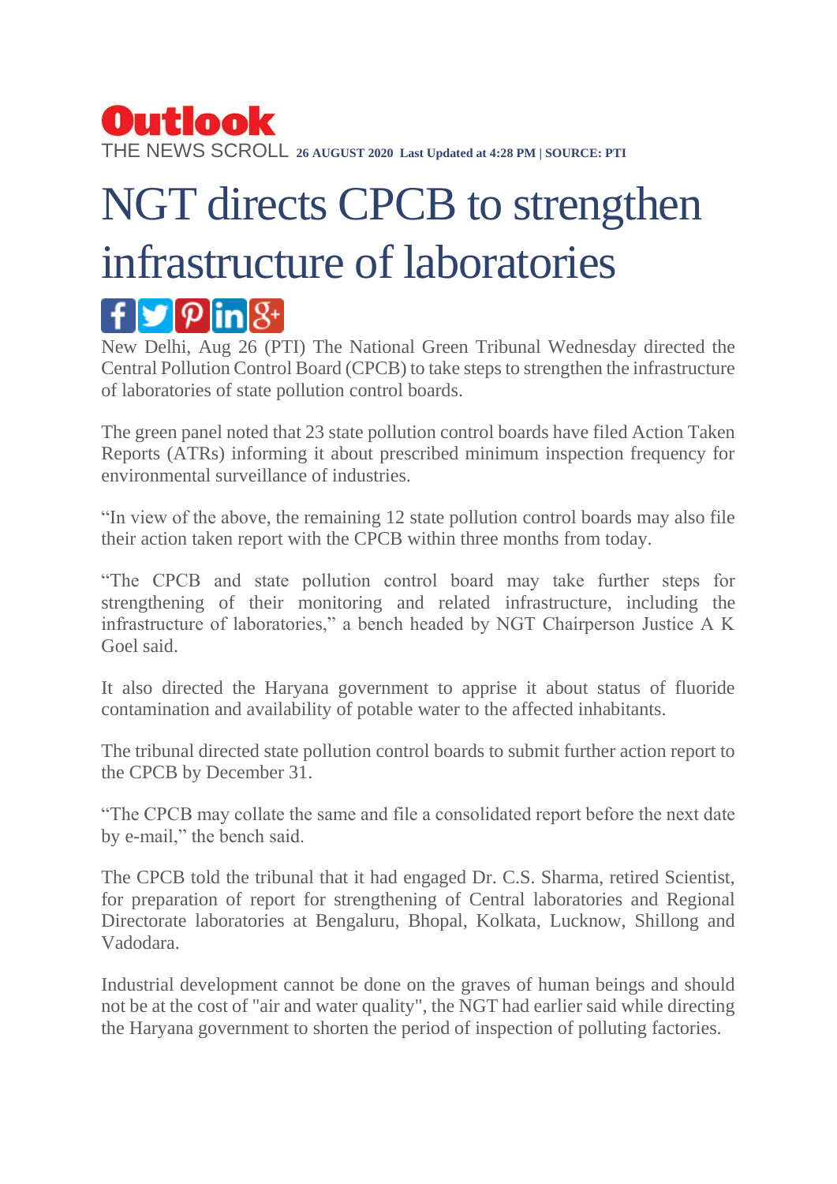**Outlook**

THE NEWS SCROLL **26 AUGUST 2020 Last Updated at 4:28 PM | SOURCE: PTI**

# NGT directs CPCB to strengthen infrastructure of laboratories

New Delhi, Aug 26 (PTI) The National Green Tribunal Wednesday directed the Central Pollution Control Board (CPCB) to take steps to strengthen the infrastructure of laboratories of state pollution control boards.

The green panel noted that 23 state pollution control boards have filed Action Taken Reports (ATRs) informing it about prescribed minimum inspection frequency for environmental surveillance of industries.

"In view of the above, the remaining 12 state pollution control boards may also file their action taken report with the CPCB within three months from today.

"The CPCB and state pollution control board may take further steps for strengthening of their monitoring and related infrastructure, including the infrastructure of laboratories," a bench headed by NGT Chairperson Justice A K Goel said.

It also directed the Haryana government to apprise it about status of fluoride contamination and availability of potable water to the affected inhabitants.

The tribunal directed state pollution control boards to submit further action report to the CPCB by December 31.

"The CPCB may collate the same and file a consolidated report before the next date by e-mail," the bench said.

The CPCB told the tribunal that it had engaged Dr. C.S. Sharma, retired Scientist, for preparation of report for strengthening of Central laboratories and Regional Directorate laboratories at Bengaluru, Bhopal, Kolkata, Lucknow, Shillong and Vadodara.

Industrial development cannot be done on the graves of human beings and should not be at the cost of "air and water quality", the NGT had earlier said while directing the Haryana government to shorten the period of inspection of polluting factories.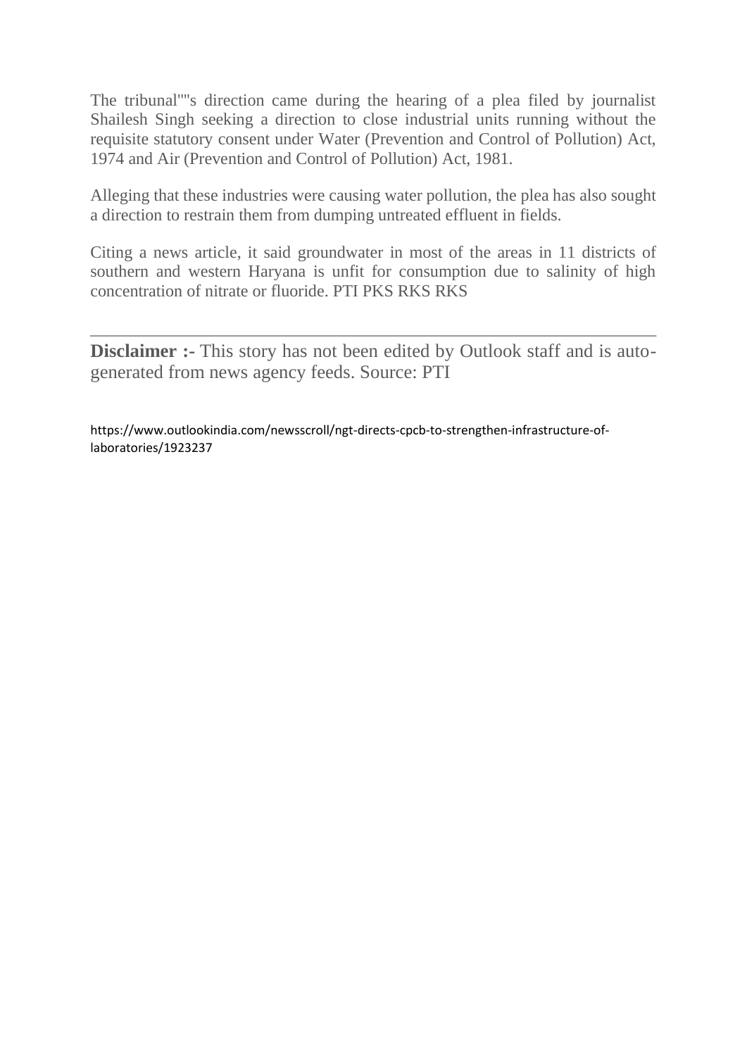The tribunal""s direction came during the hearing of a plea filed by journalist Shailesh Singh seeking a direction to close industrial units running without the requisite statutory consent under Water (Prevention and Control of Pollution) Act, 1974 and Air (Prevention and Control of Pollution) Act, 1981.

Alleging that these industries were causing water pollution, the plea has also sought a direction to restrain them from dumping untreated effluent in fields.

Citing a news article, it said groundwater in most of the areas in 11 districts of southern and western Haryana is unfit for consumption due to salinity of high concentration of nitrate or fluoride. PTI PKS RKS RKS

---

**Disclaimer :-** This story has not been edited by Outlook staff and is auto-generated from news agency feeds. Source: PTI

https://www.outlookindia.com/newsscroll/ngt-directs-cpcb-to-strengthen-infrastructure-of-laboratories/1923237